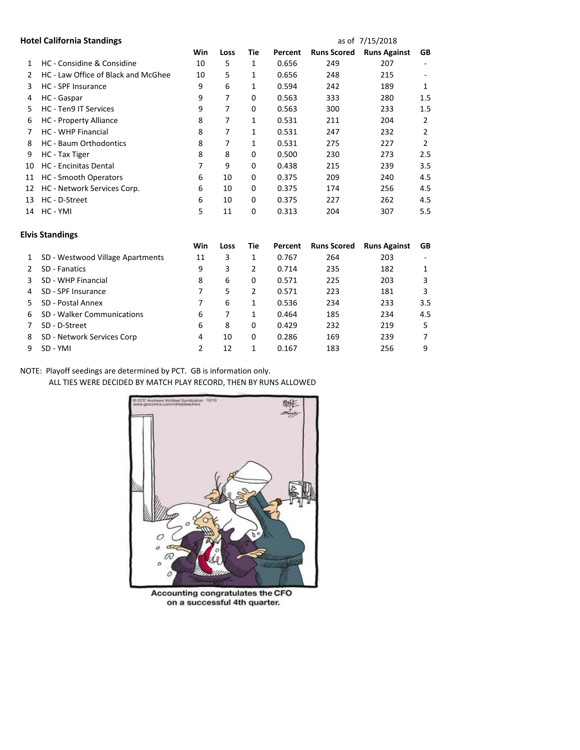**Hotel California Standings** as of 7/15/2018

| | | Win | Loss | Tie | Percent | Runs Scored | Runs Against | GB |
|---|---|---|---|---|---|---|---|---|
| 1 | HC - Considine & Considine | 10 | 5 | 1 | 0.656 | 249 | 207 | - |
| 2 | HC - Law Office of Black and McGhee | 10 | 5 | 1 | 0.656 | 248 | 215 | - |
| 3 | HC - SPF Insurance | 9 | 6 | 1 | 0.594 | 242 | 189 | 1 |
| 4 | HC - Gaspar | 9 | 7 | 0 | 0.563 | 333 | 280 | 1.5 |
| 5 | HC - Ten9 IT Services | 9 | 7 | 0 | 0.563 | 300 | 233 | 1.5 |
| 6 | HC - Property Alliance | 8 | 7 | 1 | 0.531 | 211 | 204 | 2 |
| 7 | HC - WHP Financial | 8 | 7 | 1 | 0.531 | 247 | 232 | 2 |
| 8 | HC - Baum Orthodontics | 8 | 7 | 1 | 0.531 | 275 | 227 | 2 |
| 9 | HC - Tax Tiger | 8 | 8 | 0 | 0.500 | 230 | 273 | 2.5 |
| 10 | HC - Encinitas Dental | 7 | 9 | 0 | 0.438 | 215 | 239 | 3.5 |
| 11 | HC - Smooth Operators | 6 | 10 | 0 | 0.375 | 209 | 240 | 4.5 |
| 12 | HC - Network Services Corp. | 6 | 10 | 0 | 0.375 | 174 | 256 | 4.5 |
| 13 | HC - D-Street | 6 | 10 | 0 | 0.375 | 227 | 262 | 4.5 |
| 14 | HC - YMI | 5 | 11 | 0 | 0.313 | 204 | 307 | 5.5 |

**Elvis Standings**

| | | Win | Loss | Tie | Percent | Runs Scored | Runs Against | GB |
|---|---|---|---|---|---|---|---|---|
| 1 | SD - Westwood Village Apartments | 11 | 3 | 1 | 0.767 | 264 | 203 | - |
| 2 | SD - Fanatics | 9 | 3 | 2 | 0.714 | 235 | 182 | 1 |
| 3 | SD - WHP Financial | 8 | 6 | 0 | 0.571 | 225 | 203 | 3 |
| 4 | SD - SPF Insurance | 7 | 5 | 2 | 0.571 | 223 | 181 | 3 |
| 5 | SD - Postal Annex | 7 | 6 | 1 | 0.536 | 234 | 233 | 3.5 |
| 6 | SD - Walker Communications | 6 | 7 | 1 | 0.464 | 185 | 234 | 4.5 |
| 7 | SD - D-Street | 6 | 8 | 0 | 0.429 | 232 | 219 | 5 |
| 8 | SD - Network Services Corp | 4 | 10 | 0 | 0.286 | 169 | 239 | 7 |
| 9 | SD - YMI | 2 | 12 | 1 | 0.167 | 183 | 256 | 9 |

NOTE: Playoff seedings are determined by PCT. GB is information only.
ALL TIES WERE DECIDED BY MATCH PLAY RECORD, THEN BY RUNS ALLOWED

Accounting congratulates the CFO on a successful 4th quarter.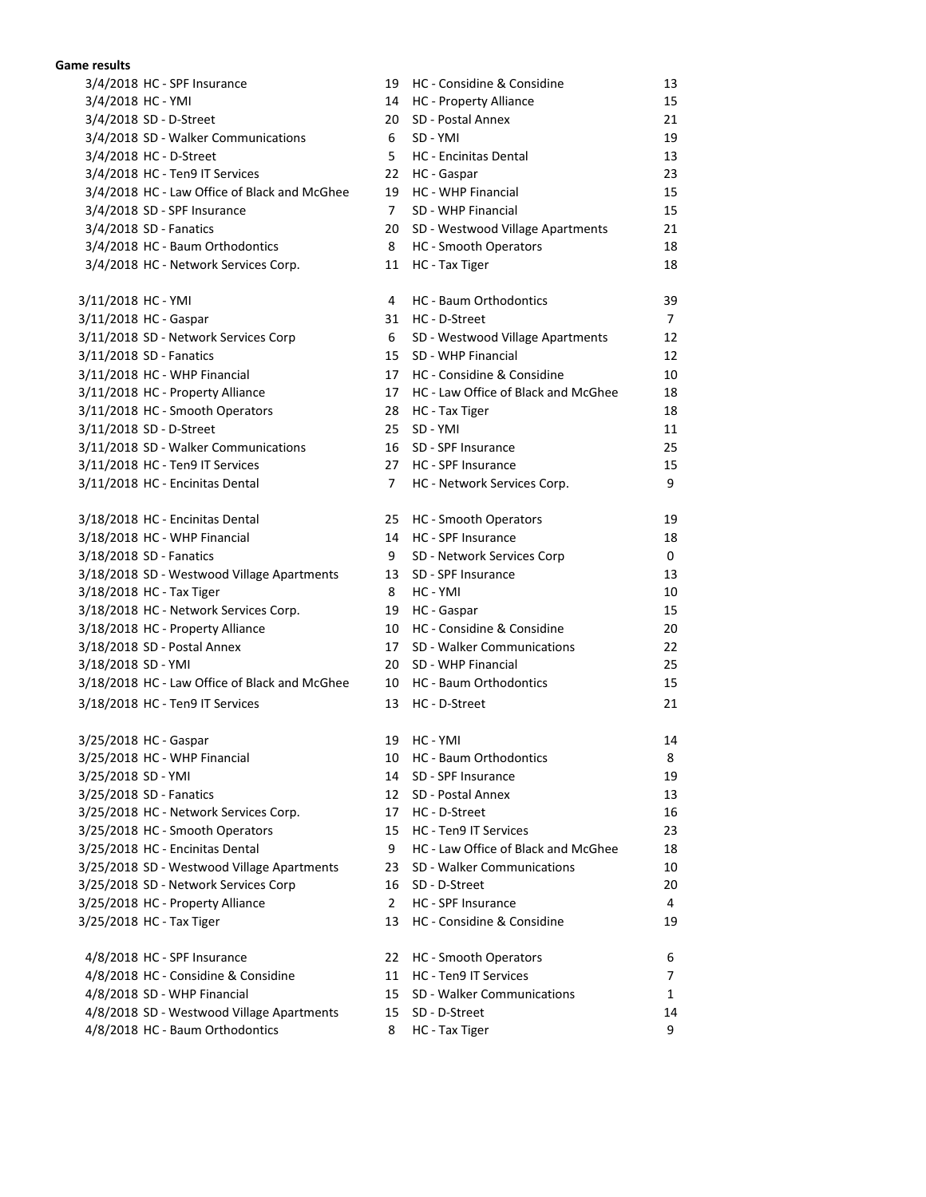**Game results**

| Date | Team | Score | Team | Score |
|---|---|---|---|---|
| 3/4/2018 | HC - SPF Insurance | 19 | HC - Considine & Considine | 13 |
| 3/4/2018 | HC - YMI | 14 | HC - Property Alliance | 15 |
| 3/4/2018 | SD - D-Street | 20 | SD - Postal Annex | 21 |
| 3/4/2018 | SD - Walker Communications | 6 | SD - YMI | 19 |
| 3/4/2018 | HC - D-Street | 5 | HC - Encinitas Dental | 13 |
| 3/4/2018 | HC - Ten9 IT Services | 22 | HC - Gaspar | 23 |
| 3/4/2018 | HC - Law Office of Black and McGhee | 19 | HC - WHP Financial | 15 |
| 3/4/2018 | SD - SPF Insurance | 7 | SD - WHP Financial | 15 |
| 3/4/2018 | SD - Fanatics | 20 | SD - Westwood Village Apartments | 21 |
| 3/4/2018 | HC - Baum Orthodontics | 8 | HC - Smooth Operators | 18 |
| 3/4/2018 | HC - Network Services Corp. | 11 | HC - Tax Tiger | 18 |
| | | | | |
| 3/11/2018 | HC - YMI | 4 | HC - Baum Orthodontics | 39 |
| 3/11/2018 | HC - Gaspar | 31 | HC - D-Street | 7 |
| 3/11/2018 | SD - Network Services Corp | 6 | SD - Westwood Village Apartments | 12 |
| 3/11/2018 | SD - Fanatics | 15 | SD - WHP Financial | 12 |
| 3/11/2018 | HC - WHP Financial | 17 | HC - Considine & Considine | 10 |
| 3/11/2018 | HC - Property Alliance | 17 | HC - Law Office of Black and McGhee | 18 |
| 3/11/2018 | HC - Smooth Operators | 28 | HC - Tax Tiger | 18 |
| 3/11/2018 | SD - D-Street | 25 | SD - YMI | 11 |
| 3/11/2018 | SD - Walker Communications | 16 | SD - SPF Insurance | 25 |
| 3/11/2018 | HC - Ten9 IT Services | 27 | HC - SPF Insurance | 15 |
| 3/11/2018 | HC - Encinitas Dental | 7 | HC - Network Services Corp. | 9 |
| | | | | |
| 3/18/2018 | HC - Encinitas Dental | 25 | HC - Smooth Operators | 19 |
| 3/18/2018 | HC - WHP Financial | 14 | HC - SPF Insurance | 18 |
| 3/18/2018 | SD - Fanatics | 9 | SD - Network Services Corp | 0 |
| 3/18/2018 | SD - Westwood Village Apartments | 13 | SD - SPF Insurance | 13 |
| 3/18/2018 | HC - Tax Tiger | 8 | HC - YMI | 10 |
| 3/18/2018 | HC - Network Services Corp. | 19 | HC - Gaspar | 15 |
| 3/18/2018 | HC - Property Alliance | 10 | HC - Considine & Considine | 20 |
| 3/18/2018 | SD - Postal Annex | 17 | SD - Walker Communications | 22 |
| 3/18/2018 | SD - YMI | 20 | SD - WHP Financial | 25 |
| 3/18/2018 | HC - Law Office of Black and McGhee | 10 | HC - Baum Orthodontics | 15 |
| 3/18/2018 | HC - Ten9 IT Services | 13 | HC - D-Street | 21 |
| | | | | |
| 3/25/2018 | HC - Gaspar | 19 | HC - YMI | 14 |
| 3/25/2018 | HC - WHP Financial | 10 | HC - Baum Orthodontics | 8 |
| 3/25/2018 | SD - YMI | 14 | SD - SPF Insurance | 19 |
| 3/25/2018 | SD - Fanatics | 12 | SD - Postal Annex | 13 |
| 3/25/2018 | HC - Network Services Corp. | 17 | HC - D-Street | 16 |
| 3/25/2018 | HC - Smooth Operators | 15 | HC - Ten9 IT Services | 23 |
| 3/25/2018 | HC - Encinitas Dental | 9 | HC - Law Office of Black and McGhee | 18 |
| 3/25/2018 | SD - Westwood Village Apartments | 23 | SD - Walker Communications | 10 |
| 3/25/2018 | SD - Network Services Corp | 16 | SD - D-Street | 20 |
| 3/25/2018 | HC - Property Alliance | 2 | HC - SPF Insurance | 4 |
| 3/25/2018 | HC - Tax Tiger | 13 | HC - Considine & Considine | 19 |
| | | | | |
| 4/8/2018 | HC - SPF Insurance | 22 | HC - Smooth Operators | 6 |
| 4/8/2018 | HC - Considine & Considine | 11 | HC - Ten9 IT Services | 7 |
| 4/8/2018 | SD - WHP Financial | 15 | SD - Walker Communications | 1 |
| 4/8/2018 | SD - Westwood Village Apartments | 15 | SD - D-Street | 14 |
| 4/8/2018 | HC - Baum Orthodontics | 8 | HC - Tax Tiger | 9 |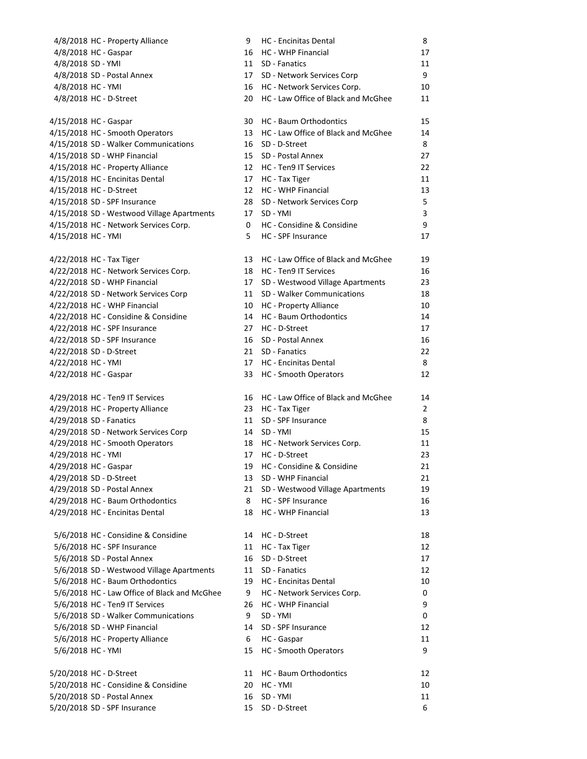| Date | Team | Score | Team | Score |
|---|---|---|---|---|
| 4/8/2018 | HC - Property Alliance | 9 | HC - Encinitas Dental | 8 |
| 4/8/2018 | HC - Gaspar | 16 | HC - WHP Financial | 17 |
| 4/8/2018 | SD - YMI | 11 | SD - Fanatics | 11 |
| 4/8/2018 | SD - Postal Annex | 17 | SD - Network Services Corp | 9 |
| 4/8/2018 | HC - YMI | 16 | HC - Network Services Corp. | 10 |
| 4/8/2018 | HC - D-Street | 20 | HC - Law Office of Black and McGhee | 11 |
| | | | | |
| 4/15/2018 | HC - Gaspar | 30 | HC - Baum Orthodontics | 15 |
| 4/15/2018 | HC - Smooth Operators | 13 | HC - Law Office of Black and McGhee | 14 |
| 4/15/2018 | SD - Walker Communications | 16 | SD - D-Street | 8 |
| 4/15/2018 | SD - WHP Financial | 15 | SD - Postal Annex | 27 |
| 4/15/2018 | HC - Property Alliance | 12 | HC - Ten9 IT Services | 22 |
| 4/15/2018 | HC - Encinitas Dental | 17 | HC - Tax Tiger | 11 |
| 4/15/2018 | HC - D-Street | 12 | HC - WHP Financial | 13 |
| 4/15/2018 | SD - SPF Insurance | 28 | SD - Network Services Corp | 5 |
| 4/15/2018 | SD - Westwood Village Apartments | 17 | SD - YMI | 3 |
| 4/15/2018 | HC - Network Services Corp. | 0 | HC - Considine & Considine | 9 |
| 4/15/2018 | HC - YMI | 5 | HC - SPF Insurance | 17 |
| | | | | |
| 4/22/2018 | HC - Tax Tiger | 13 | HC - Law Office of Black and McGhee | 19 |
| 4/22/2018 | HC - Network Services Corp. | 18 | HC - Ten9 IT Services | 16 |
| 4/22/2018 | SD - WHP Financial | 17 | SD - Westwood Village Apartments | 23 |
| 4/22/2018 | SD - Network Services Corp | 11 | SD - Walker Communications | 18 |
| 4/22/2018 | HC - WHP Financial | 10 | HC - Property Alliance | 10 |
| 4/22/2018 | HC - Considine & Considine | 14 | HC - Baum Orthodontics | 14 |
| 4/22/2018 | HC - SPF Insurance | 27 | HC - D-Street | 17 |
| 4/22/2018 | SD - SPF Insurance | 16 | SD - Postal Annex | 16 |
| 4/22/2018 | SD - D-Street | 21 | SD - Fanatics | 22 |
| 4/22/2018 | HC - YMI | 17 | HC - Encinitas Dental | 8 |
| 4/22/2018 | HC - Gaspar | 33 | HC - Smooth Operators | 12 |
| | | | | |
| 4/29/2018 | HC - Ten9 IT Services | 16 | HC - Law Office of Black and McGhee | 14 |
| 4/29/2018 | HC - Property Alliance | 23 | HC - Tax Tiger | 2 |
| 4/29/2018 | SD - Fanatics | 11 | SD - SPF Insurance | 8 |
| 4/29/2018 | SD - Network Services Corp | 14 | SD - YMI | 15 |
| 4/29/2018 | HC - Smooth Operators | 18 | HC - Network Services Corp. | 11 |
| 4/29/2018 | HC - YMI | 17 | HC - D-Street | 23 |
| 4/29/2018 | HC - Gaspar | 19 | HC - Considine & Considine | 21 |
| 4/29/2018 | SD - D-Street | 13 | SD - WHP Financial | 21 |
| 4/29/2018 | SD - Postal Annex | 21 | SD - Westwood Village Apartments | 19 |
| 4/29/2018 | HC - Baum Orthodontics | 8 | HC - SPF Insurance | 16 |
| 4/29/2018 | HC - Encinitas Dental | 18 | HC - WHP Financial | 13 |
| | | | | |
| 5/6/2018 | HC - Considine & Considine | 14 | HC - D-Street | 18 |
| 5/6/2018 | HC - SPF Insurance | 11 | HC - Tax Tiger | 12 |
| 5/6/2018 | SD - Postal Annex | 16 | SD - D-Street | 17 |
| 5/6/2018 | SD - Westwood Village Apartments | 11 | SD - Fanatics | 12 |
| 5/6/2018 | HC - Baum Orthodontics | 19 | HC - Encinitas Dental | 10 |
| 5/6/2018 | HC - Law Office of Black and McGhee | 9 | HC - Network Services Corp. | 0 |
| 5/6/2018 | HC - Ten9 IT Services | 26 | HC - WHP Financial | 9 |
| 5/6/2018 | SD - Walker Communications | 9 | SD - YMI | 0 |
| 5/6/2018 | SD - WHP Financial | 14 | SD - SPF Insurance | 12 |
| 5/6/2018 | HC - Property Alliance | 6 | HC - Gaspar | 11 |
| 5/6/2018 | HC - YMI | 15 | HC - Smooth Operators | 9 |
| | | | | |
| 5/20/2018 | HC - D-Street | 11 | HC - Baum Orthodontics | 12 |
| 5/20/2018 | HC - Considine & Considine | 20 | HC - YMI | 10 |
| 5/20/2018 | SD - Postal Annex | 16 | SD - YMI | 11 |
| 5/20/2018 | SD - SPF Insurance | 15 | SD - D-Street | 6 |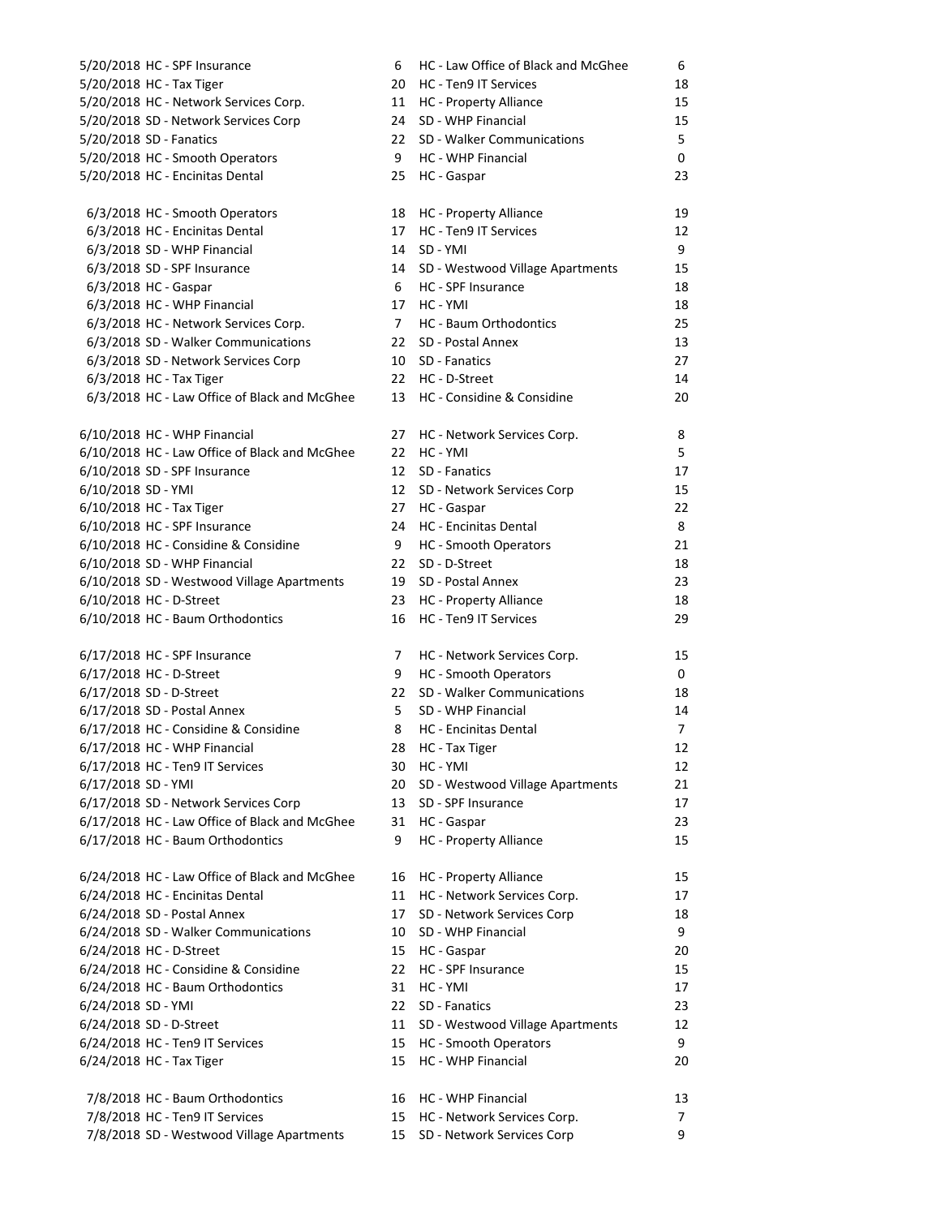| Date | Team | Score | Team | Score |
|---|---|---|---|---|
| 5/20/2018 | HC - SPF Insurance | 6 | HC - Law Office of Black and McGhee | 6 |
| 5/20/2018 | HC - Tax Tiger | 20 | HC - Ten9 IT Services | 18 |
| 5/20/2018 | HC - Network Services Corp. | 11 | HC - Property Alliance | 15 |
| 5/20/2018 | SD - Network Services Corp | 24 | SD - WHP Financial | 15 |
| 5/20/2018 | SD - Fanatics | 22 | SD - Walker Communications | 5 |
| 5/20/2018 | HC - Smooth Operators | 9 | HC - WHP Financial | 0 |
| 5/20/2018 | HC - Encinitas Dental | 25 | HC - Gaspar | 23 |
| | | | | |
| 6/3/2018 | HC - Smooth Operators | 18 | HC - Property Alliance | 19 |
| 6/3/2018 | HC - Encinitas Dental | 17 | HC - Ten9 IT Services | 12 |
| 6/3/2018 | SD - WHP Financial | 14 | SD - YMI | 9 |
| 6/3/2018 | SD - SPF Insurance | 14 | SD - Westwood Village Apartments | 15 |
| 6/3/2018 | HC - Gaspar | 6 | HC - SPF Insurance | 18 |
| 6/3/2018 | HC - WHP Financial | 17 | HC - YMI | 18 |
| 6/3/2018 | HC - Network Services Corp. | 7 | HC - Baum Orthodontics | 25 |
| 6/3/2018 | SD - Walker Communications | 22 | SD - Postal Annex | 13 |
| 6/3/2018 | SD - Network Services Corp | 10 | SD - Fanatics | 27 |
| 6/3/2018 | HC - Tax Tiger | 22 | HC - D-Street | 14 |
| 6/3/2018 | HC - Law Office of Black and McGhee | 13 | HC - Considine & Considine | 20 |
| | | | | |
| 6/10/2018 | HC - WHP Financial | 27 | HC - Network Services Corp. | 8 |
| 6/10/2018 | HC - Law Office of Black and McGhee | 22 | HC - YMI | 5 |
| 6/10/2018 | SD - SPF Insurance | 12 | SD - Fanatics | 17 |
| 6/10/2018 | SD - YMI | 12 | SD - Network Services Corp | 15 |
| 6/10/2018 | HC - Tax Tiger | 27 | HC - Gaspar | 22 |
| 6/10/2018 | HC - SPF Insurance | 24 | HC - Encinitas Dental | 8 |
| 6/10/2018 | HC - Considine & Considine | 9 | HC - Smooth Operators | 21 |
| 6/10/2018 | SD - WHP Financial | 22 | SD - D-Street | 18 |
| 6/10/2018 | SD - Westwood Village Apartments | 19 | SD - Postal Annex | 23 |
| 6/10/2018 | HC - D-Street | 23 | HC - Property Alliance | 18 |
| 6/10/2018 | HC - Baum Orthodontics | 16 | HC - Ten9 IT Services | 29 |
| | | | | |
| 6/17/2018 | HC - SPF Insurance | 7 | HC - Network Services Corp. | 15 |
| 6/17/2018 | HC - D-Street | 9 | HC - Smooth Operators | 0 |
| 6/17/2018 | SD - D-Street | 22 | SD - Walker Communications | 18 |
| 6/17/2018 | SD - Postal Annex | 5 | SD - WHP Financial | 14 |
| 6/17/2018 | HC - Considine & Considine | 8 | HC - Encinitas Dental | 7 |
| 6/17/2018 | HC - WHP Financial | 28 | HC - Tax Tiger | 12 |
| 6/17/2018 | HC - Ten9 IT Services | 30 | HC - YMI | 12 |
| 6/17/2018 | SD - YMI | 20 | SD - Westwood Village Apartments | 21 |
| 6/17/2018 | SD - Network Services Corp | 13 | SD - SPF Insurance | 17 |
| 6/17/2018 | HC - Law Office of Black and McGhee | 31 | HC - Gaspar | 23 |
| 6/17/2018 | HC - Baum Orthodontics | 9 | HC - Property Alliance | 15 |
| | | | | |
| 6/24/2018 | HC - Law Office of Black and McGhee | 16 | HC - Property Alliance | 15 |
| 6/24/2018 | HC - Encinitas Dental | 11 | HC - Network Services Corp. | 17 |
| 6/24/2018 | SD - Postal Annex | 17 | SD - Network Services Corp | 18 |
| 6/24/2018 | SD - Walker Communications | 10 | SD - WHP Financial | 9 |
| 6/24/2018 | HC - D-Street | 15 | HC - Gaspar | 20 |
| 6/24/2018 | HC - Considine & Considine | 22 | HC - SPF Insurance | 15 |
| 6/24/2018 | HC - Baum Orthodontics | 31 | HC - YMI | 17 |
| 6/24/2018 | SD - YMI | 22 | SD - Fanatics | 23 |
| 6/24/2018 | SD - D-Street | 11 | SD - Westwood Village Apartments | 12 |
| 6/24/2018 | HC - Ten9 IT Services | 15 | HC - Smooth Operators | 9 |
| 6/24/2018 | HC - Tax Tiger | 15 | HC - WHP Financial | 20 |
| | | | | |
| 7/8/2018 | HC - Baum Orthodontics | 16 | HC - WHP Financial | 13 |
| 7/8/2018 | HC - Ten9 IT Services | 15 | HC - Network Services Corp. | 7 |
| 7/8/2018 | SD - Westwood Village Apartments | 15 | SD - Network Services Corp | 9 |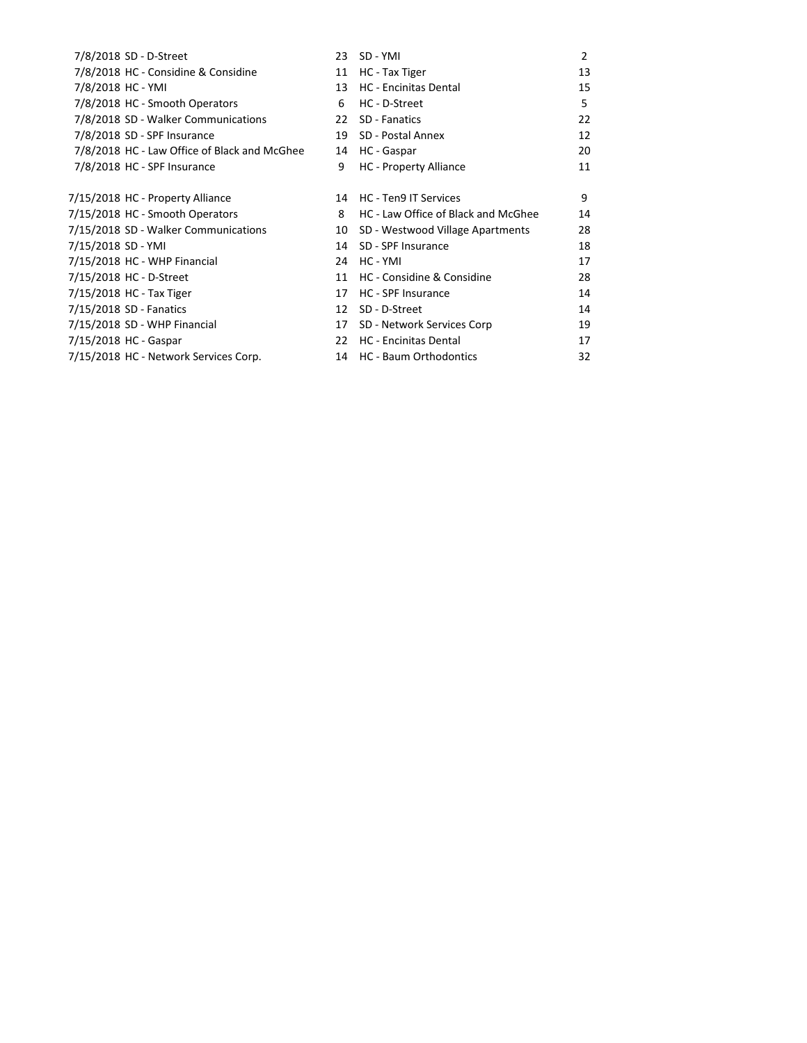| | | | | |
|---|---|---|---|---|
| 7/8/2018 | SD - D-Street | 23 | SD - YMI | 2 |
| 7/8/2018 | HC - Considine & Considine | 11 | HC - Tax Tiger | 13 |
| 7/8/2018 | HC - YMI | 13 | HC - Encinitas Dental | 15 |
| 7/8/2018 | HC - Smooth Operators | 6 | HC - D-Street | 5 |
| 7/8/2018 | SD - Walker Communications | 22 | SD - Fanatics | 22 |
| 7/8/2018 | SD - SPF Insurance | 19 | SD - Postal Annex | 12 |
| 7/8/2018 | HC - Law Office of Black and McGhee | 14 | HC - Gaspar | 20 |
| 7/8/2018 | HC - SPF Insurance | 9 | HC - Property Alliance | 11 |
| | | | | |
| 7/15/2018 | HC - Property Alliance | 14 | HC - Ten9 IT Services | 9 |
| 7/15/2018 | HC - Smooth Operators | 8 | HC - Law Office of Black and McGhee | 14 |
| 7/15/2018 | SD - Walker Communications | 10 | SD - Westwood Village Apartments | 28 |
| 7/15/2018 | SD - YMI | 14 | SD - SPF Insurance | 18 |
| 7/15/2018 | HC - WHP Financial | 24 | HC - YMI | 17 |
| 7/15/2018 | HC - D-Street | 11 | HC - Considine & Considine | 28 |
| 7/15/2018 | HC - Tax Tiger | 17 | HC - SPF Insurance | 14 |
| 7/15/2018 | SD - Fanatics | 12 | SD - D-Street | 14 |
| 7/15/2018 | SD - WHP Financial | 17 | SD - Network Services Corp | 19 |
| 7/15/2018 | HC - Gaspar | 22 | HC - Encinitas Dental | 17 |
| 7/15/2018 | HC - Network Services Corp. | 14 | HC - Baum Orthodontics | 32 |